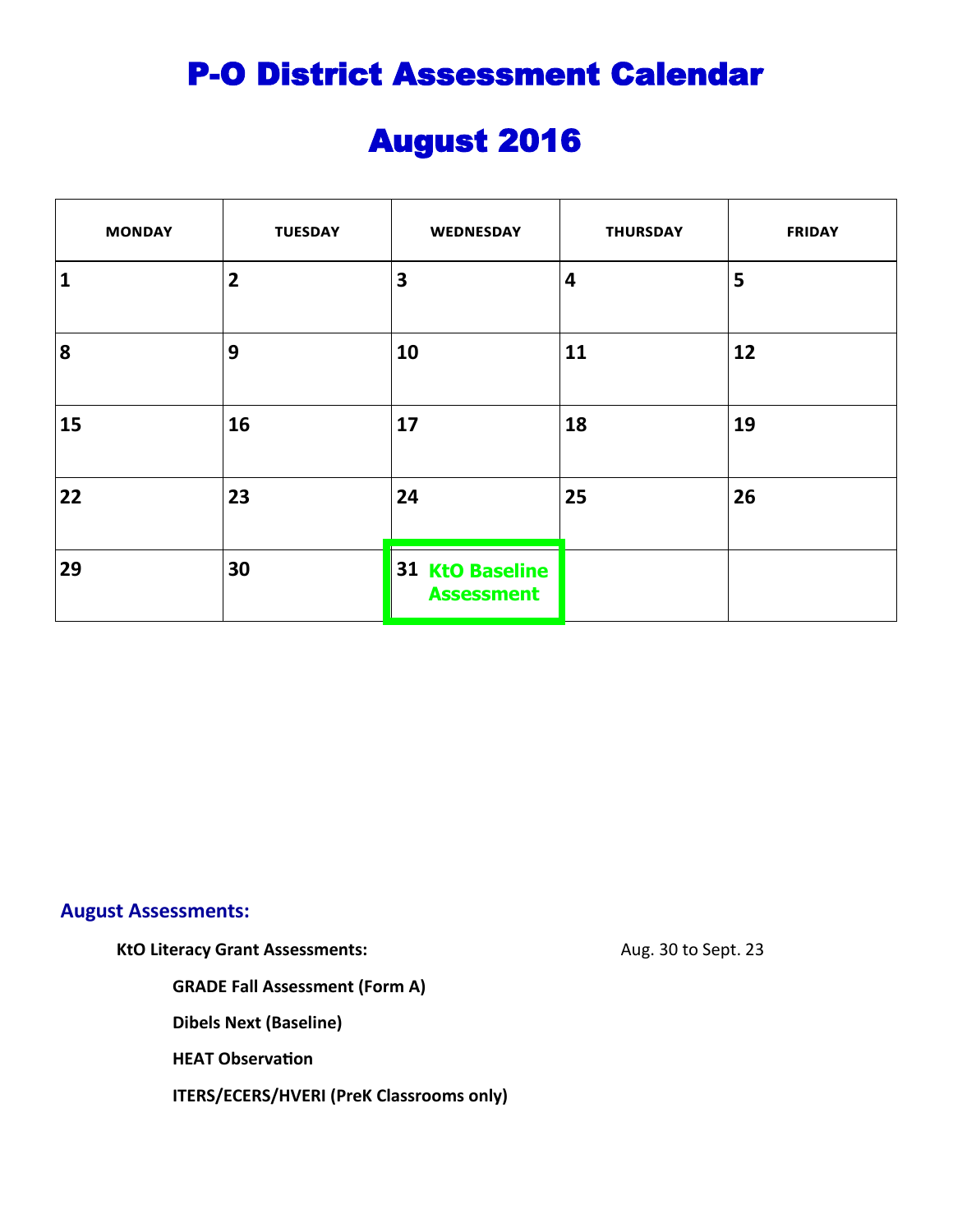# P-O District Assessment Calendar

# August 2016

| MONDAY | TUESDAY | WEDNESDAY | THURSDAY | FRIDAY |
|---|---|---|---|---|
| 1 | 2 | 3 | 4 | 5 |
| 8 | 9 | 10 | 11 | 12 |
| 15 | 16 | 17 | 18 | 19 |
| 22 | 23 | 24 | 25 | 26 |
| 29 | 30 | 31 KtO Baseline Assessment | | |

## August Assessments:

**KtO Literacy Grant Assessments:** Aug. 30 to Sept. 23

- **GRADE Fall Assessment (Form A)**
- **Dibels Next (Baseline)**
- **HEAT Observation**
- **ITERS/ECERS/HVERI (PreK Classrooms only)**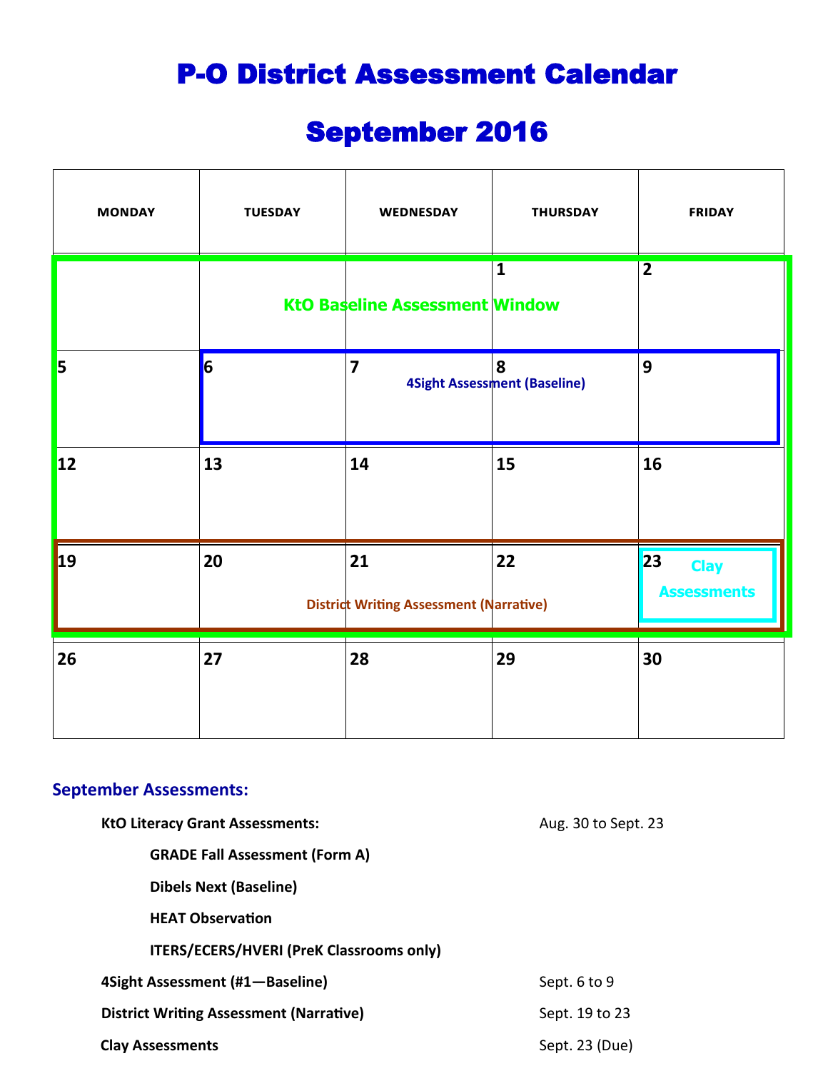# P-O District Assessment Calendar

# September 2016

| MONDAY | TUESDAY | WEDNESDAY | THURSDAY | FRIDAY |
|---|---|---|---|---|
| | KtO Baseline Assessment Window | | 1 | 2 |
| 5 | 6 | 7 4Sight Assessment (Baseline) | 8 | 9 |
| 12 | 13 | 14 | 15 | 16 |
| 19 | 20 | 21 District Writing Assessment (Narrative) | 22 | 23 Clay Assessments |
| 26 | 27 | 28 | 29 | 30 |

## September Assessments:

| | |
|---|---|
| **KtO Literacy Grant Assessments:** | Aug. 30 to Sept. 23 |
| **GRADE Fall Assessment (Form A)** | |
| **Dibels Next (Baseline)** | |
| **HEAT Observation** | |
| **ITERS/ECERS/HVERI (PreK Classrooms only)** | |
| **4Sight Assessment (#1—Baseline)** | Sept. 6 to 9 |
| **District Writing Assessment (Narrative)** | Sept. 19 to 23 |
| **Clay Assessments** | Sept. 23 (Due) |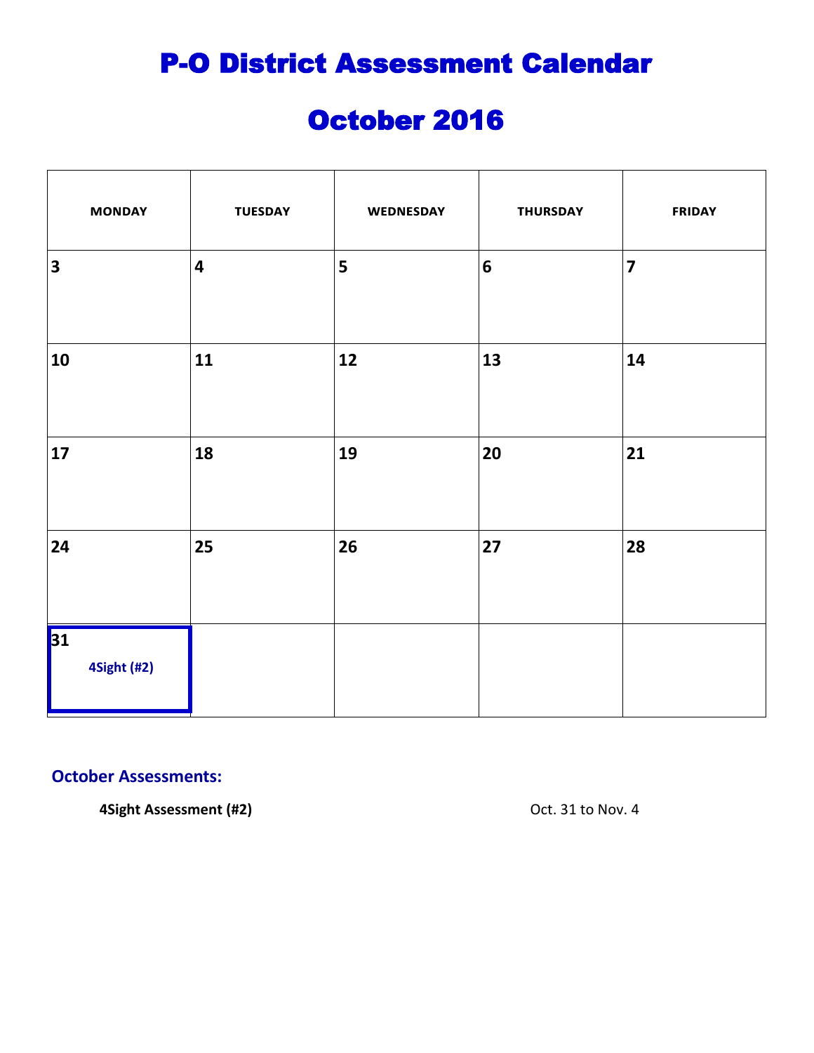# P-O District Assessment Calendar

# October 2016

| MONDAY | TUESDAY | WEDNESDAY | THURSDAY | FRIDAY |
|---|---|---|---|---|
| 3 | 4 | 5 | 6 | 7 |
| 10 | 11 | 12 | 13 | 14 |
| 17 | 18 | 19 | 20 | 21 |
| 24 | 25 | 26 | 27 | 28 |
| 31 4Sight (#2) | | | | |

## October Assessments:

**4Sight Assessment (#2)** Oct. 31 to Nov. 4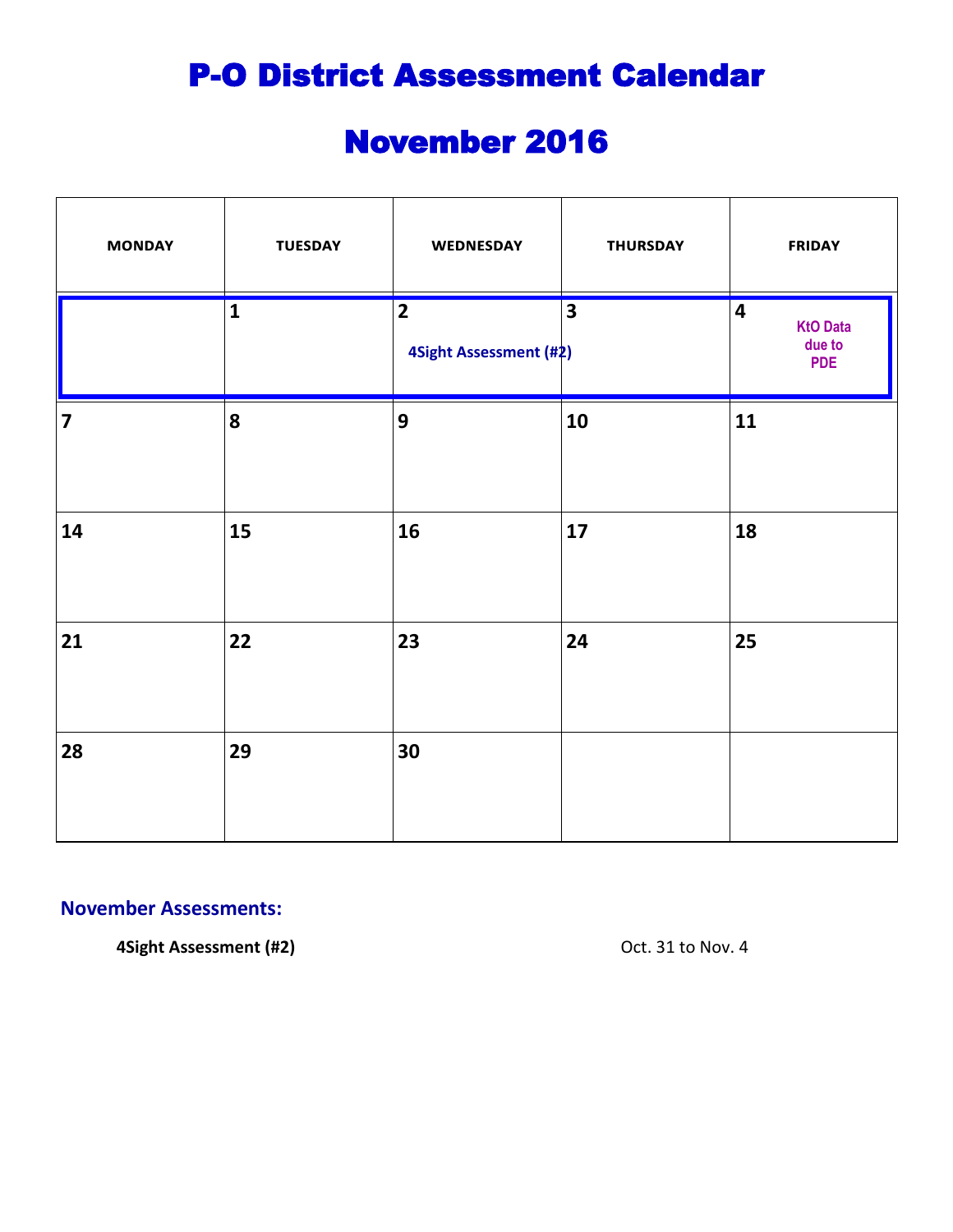# P-O District Assessment Calendar

# November 2016

| MONDAY | TUESDAY | WEDNESDAY | THURSDAY | FRIDAY |
|---|---|---|---|---|
| | 1 | 2 4Sight Assessment (#2) | 3 | 4 KtO Data due to PDE |
| 7 | 8 | 9 | 10 | 11 |
| 14 | 15 | 16 | 17 | 18 |
| 21 | 22 | 23 | 24 | 25 |
| 28 | 29 | 30 | | |

## November Assessments:

**4Sight Assessment (#2)** Oct. 31 to Nov. 4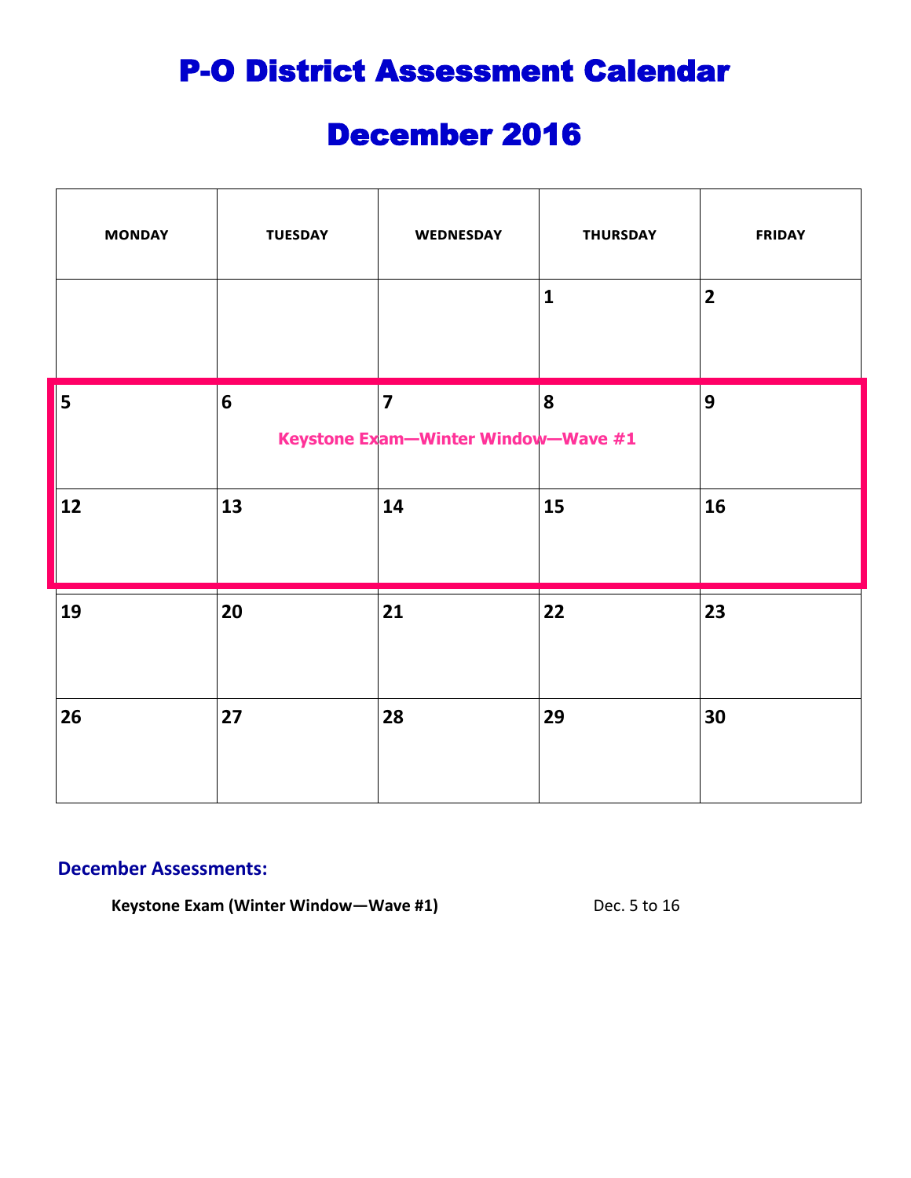# P-O District Assessment Calendar

# December 2016

| MONDAY | TUESDAY | WEDNESDAY | THURSDAY | FRIDAY |
|---|---|---|---|---|
| | | | 1 | 2 |
| 5 | 6 Keystone Exam—Winter Window—Wave #1 | 7 | 8 | 9 |
| 12 | 13 | 14 | 15 | 16 |
| 19 | 20 | 21 | 22 | 23 |
| 26 | 27 | 28 | 29 | 30 |

**December Assessments:**

**Keystone Exam (Winter Window—Wave #1)** Dec. 5 to 16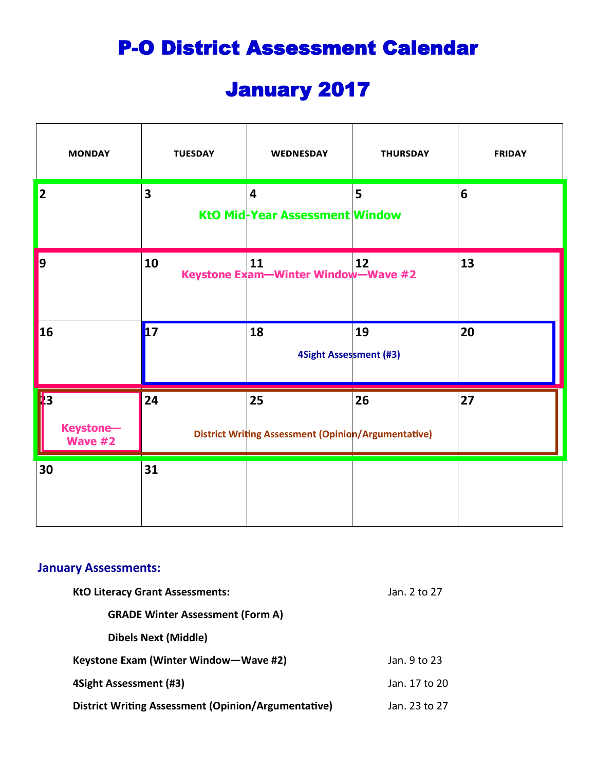# P-O District Assessment Calendar

# January 2017

| MONDAY | TUESDAY | WEDNESDAY | THURSDAY | FRIDAY |
|---|---|---|---|---|
| 2 | 3 | 4 KtO Mid-Year Assessment Window | 5 | 6 |
| 9 | 10 | 11 Keystone Exam—Winter Window—Wave #2 | 12 | 13 |
| 16 | 17 | 18 4Sight Assessment (#3) | 19 | 20 |
| 23 Keystone—Wave #2 | 24 | 25 District Writing Assessment (Opinion/Argumentative) | 26 | 27 |
| 30 | 31 | | | |

## January Assessments:

| | |
|---|---|
| **KtO Literacy Grant Assessments:** | Jan. 2 to 27 |
| **GRADE Winter Assessment (Form A)** | |
| **Dibels Next (Middle)** | |
| **Keystone Exam (Winter Window—Wave #2)** | Jan. 9 to 23 |
| **4Sight Assessment (#3)** | Jan. 17 to 20 |
| **District Writing Assessment (Opinion/Argumentative)** | Jan. 23 to 27 |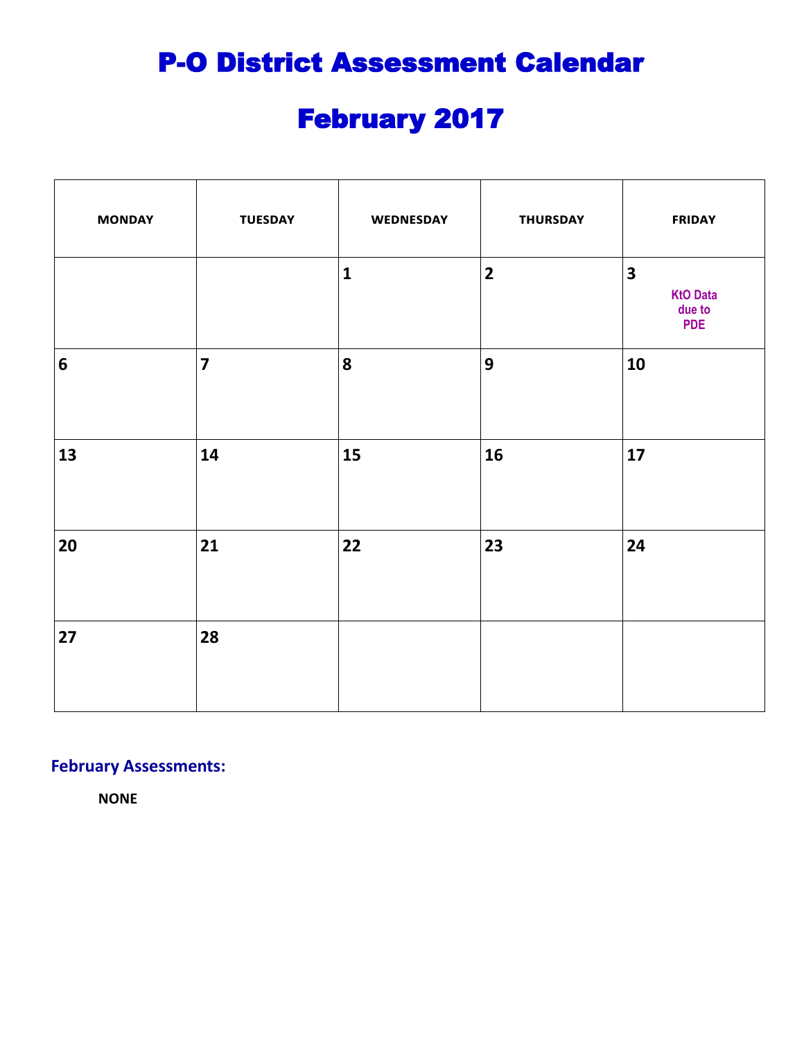# P-O District Assessment Calendar

# February 2017

| MONDAY | TUESDAY | WEDNESDAY | THURSDAY | FRIDAY |
|---|---|---|---|---|
| | | **1** | **2** | **3** KtO Data due to PDE |
| **6** | **7** | **8** | **9** | **10** |
| **13** | **14** | **15** | **16** | **17** |
| **20** | **21** | **22** | **23** | **24** |
| **27** | **28** | | | |

## February Assessments:

**NONE**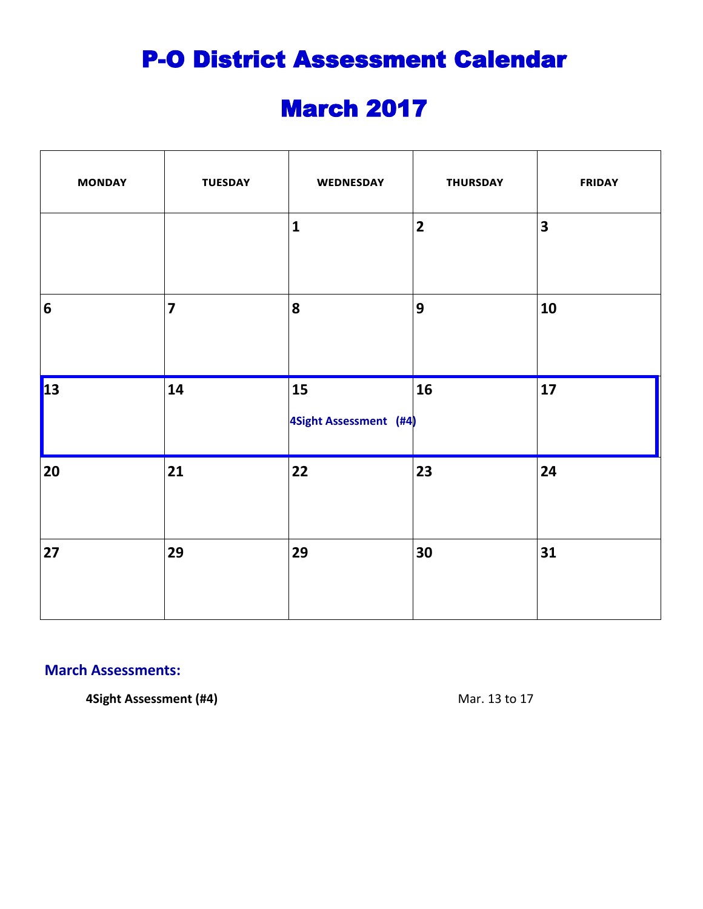# P-O District Assessment Calendar

# March 2017

| MONDAY | TUESDAY | WEDNESDAY | THURSDAY | FRIDAY |
|---|---|---|---|---|
| | | **1** | **2** | **3** |
| **6** | **7** | **8** | **9** | **10** |
| **13** | **14** | **15** **4Sight Assessment (#4)** | **16** | **17** |
| **20** | **21** | **22** | **23** | **24** |
| **27** | **29** | **29** | **30** | **31** |

**March Assessments:**

**4Sight Assessment (#4)** Mar. 13 to 17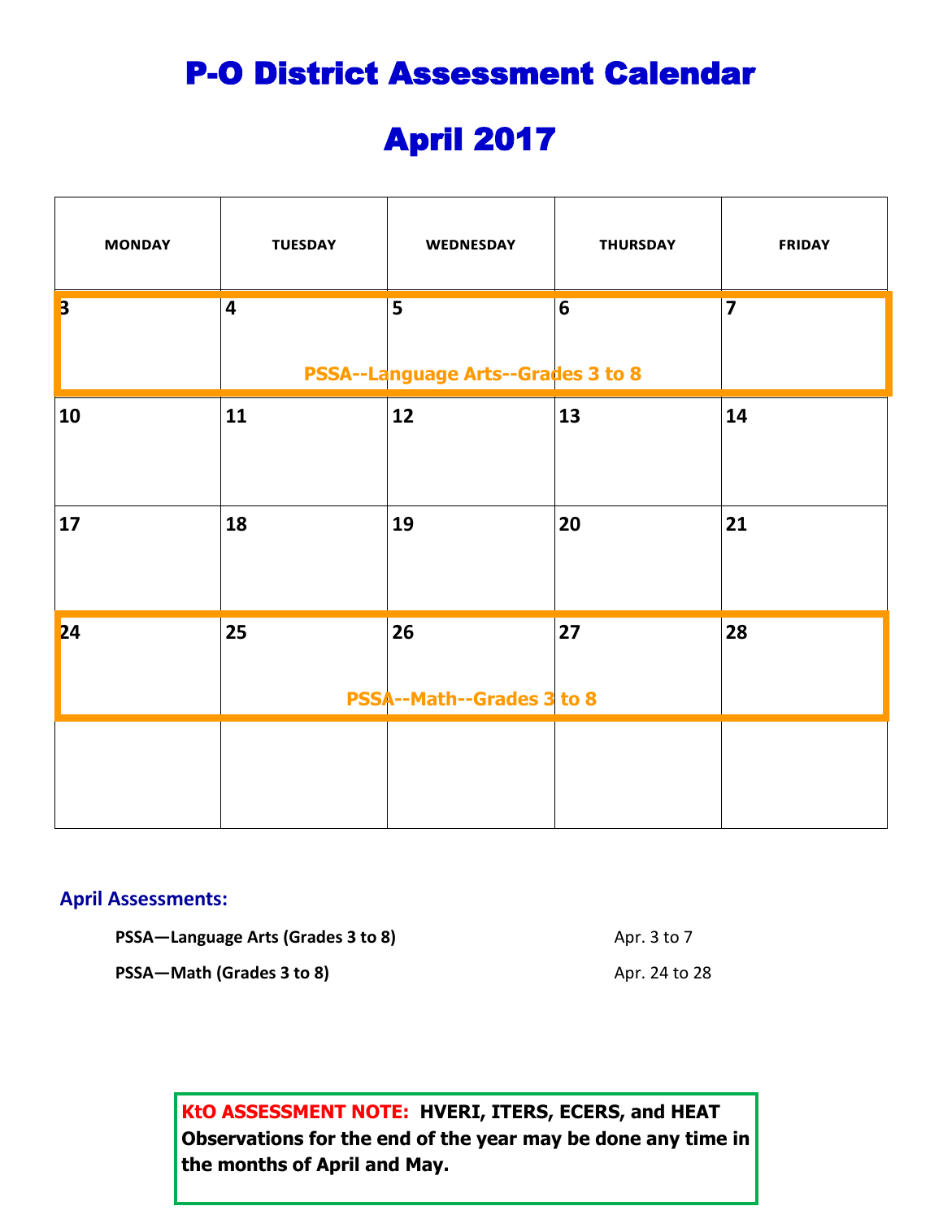# P-O District Assessment Calendar

# April 2017

| MONDAY | TUESDAY | WEDNESDAY | THURSDAY | FRIDAY |
|---|---|---|---|---|
| 3 | 4 | 5 PSSA--Language Arts--Grades 3 to 8 | 6 | 7 |
| 10 | 11 | 12 | 13 | 14 |
| 17 | 18 | 19 | 20 | 21 |
| 24 | 25 | 26 PSSA--Math--Grades 3 to 8 | 27 | 28 |
| | | | | |

**April Assessments:**

| | |
|---|---|
| **PSSA—Language Arts (Grades 3 to 8)** | Apr. 3 to 7 |
| **PSSA—Math (Grades 3 to 8)** | Apr. 24 to 28 |

**KtO ASSESSMENT NOTE: HVERI, ITERS, ECERS, and HEAT Observations for the end of the year may be done any time in the months of April and May.**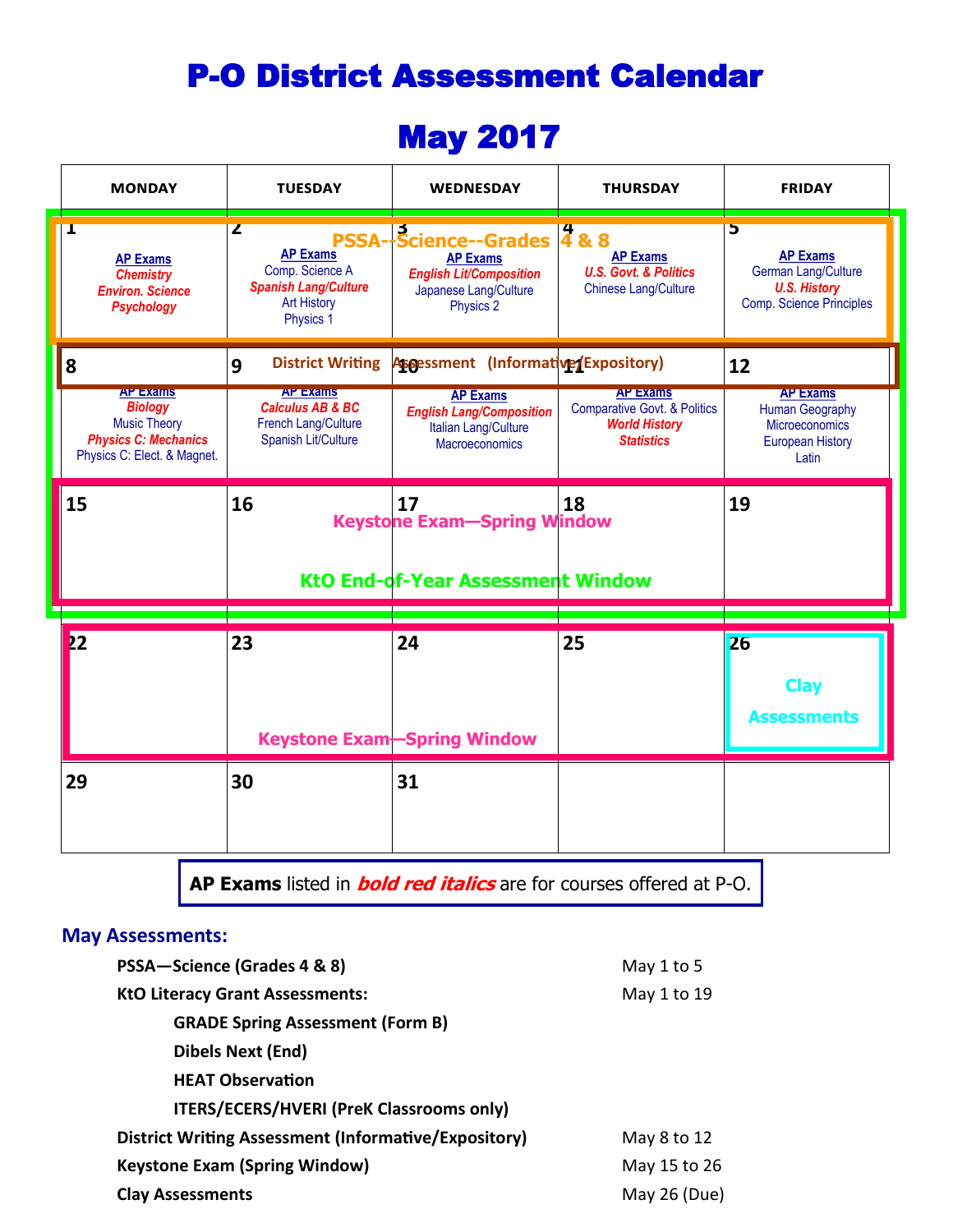# P-O District Assessment Calendar

# May 2017

| MONDAY | TUESDAY | WEDNESDAY | THURSDAY | FRIDAY |
|---|---|---|---|---|
| 1 **AP Exams** ***Chemistry*** ***Environ. Science*** ***Psychology*** | 2 **AP Exams** Comp. Science A ***Spanish Lang/Culture*** Art History Physics 1 | 3 **AP Exams** ***English Lit/Composition*** Japanese Lang/Culture Physics 2 | 4 **AP Exams** ***U.S. Govt. & Politics*** Chinese Lang/Culture | 5 **AP Exams** German Lang/Culture ***U.S. History*** Comp. Science Principles |
| 8 **AP Exams** ***Biology*** Music Theory ***Physics C: Mechanics*** Physics C: Elect. & Magnet. | 9 **AP Exams** ***Calculus AB & BC*** French Lang/Culture Spanish Lit/Culture | 10 **AP Exams** ***English Lang/Composition*** Italian Lang/Culture Macroeconomics | 11 **AP Exams** Comparative Govt. & Politics ***World History*** ***Statistics*** | 12 **AP Exams** Human Geography Microeconomics European History Latin |
| 15 | 16 | 17 | 18 | 19 |
| 22 | 23 | 24 | 25 | 26 Clay Assessments |
| 29 | 30 | 31 | | |

Calendar overlays:
- PSSA--Science--Grades 4 & 8 (May 1–5)
- District Writing Assessment (Informative/Expository) (May 8–12)
- KtO End-of-Year Assessment Window (May 1–19)
- Keystone Exam—Spring Window (May 15–26)
- Clay Assessments (May 26)

**AP Exams** listed in ***bold red italics*** are for courses offered at P-O.

## May Assessments:

| Assessment | Dates |
|---|---|
| **PSSA—Science (Grades 4 & 8)** | May 1 to 5 |
| **KtO Literacy Grant Assessments:** | May 1 to 19 |
| **GRADE Spring Assessment (Form B)** | |
| **Dibels Next (End)** | |
| **HEAT Observation** | |
| **ITERS/ECERS/HVERI (PreK Classrooms only)** | |
| **District Writing Assessment (Informative/Expository)** | May 8 to 12 |
| **Keystone Exam (Spring Window)** | May 15 to 26 |
| **Clay Assessments** | May 26 (Due) |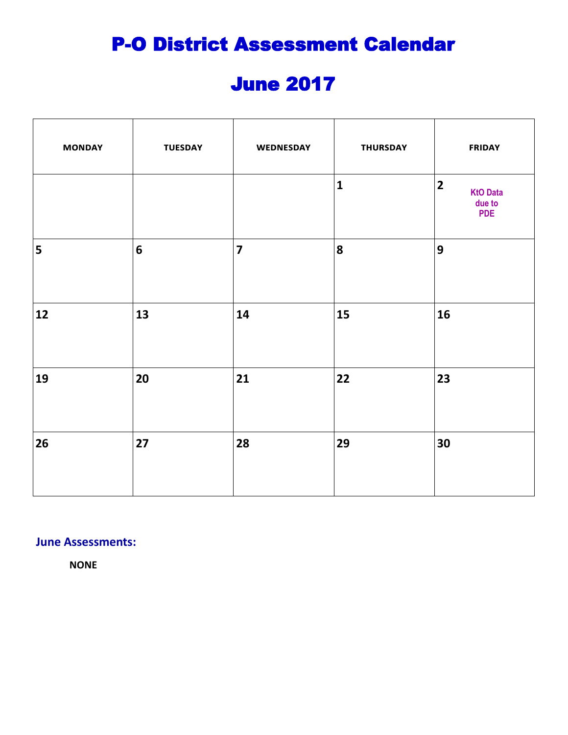# P-O District Assessment Calendar

# June 2017

| MONDAY | TUESDAY | WEDNESDAY | THURSDAY | FRIDAY |
|---|---|---|---|---|
| | | | 1 | 2 KtO Data due to PDE |
| 5 | 6 | 7 | 8 | 9 |
| 12 | 13 | 14 | 15 | 16 |
| 19 | 20 | 21 | 22 | 23 |
| 26 | 27 | 28 | 29 | 30 |

**June Assessments:**

**NONE**